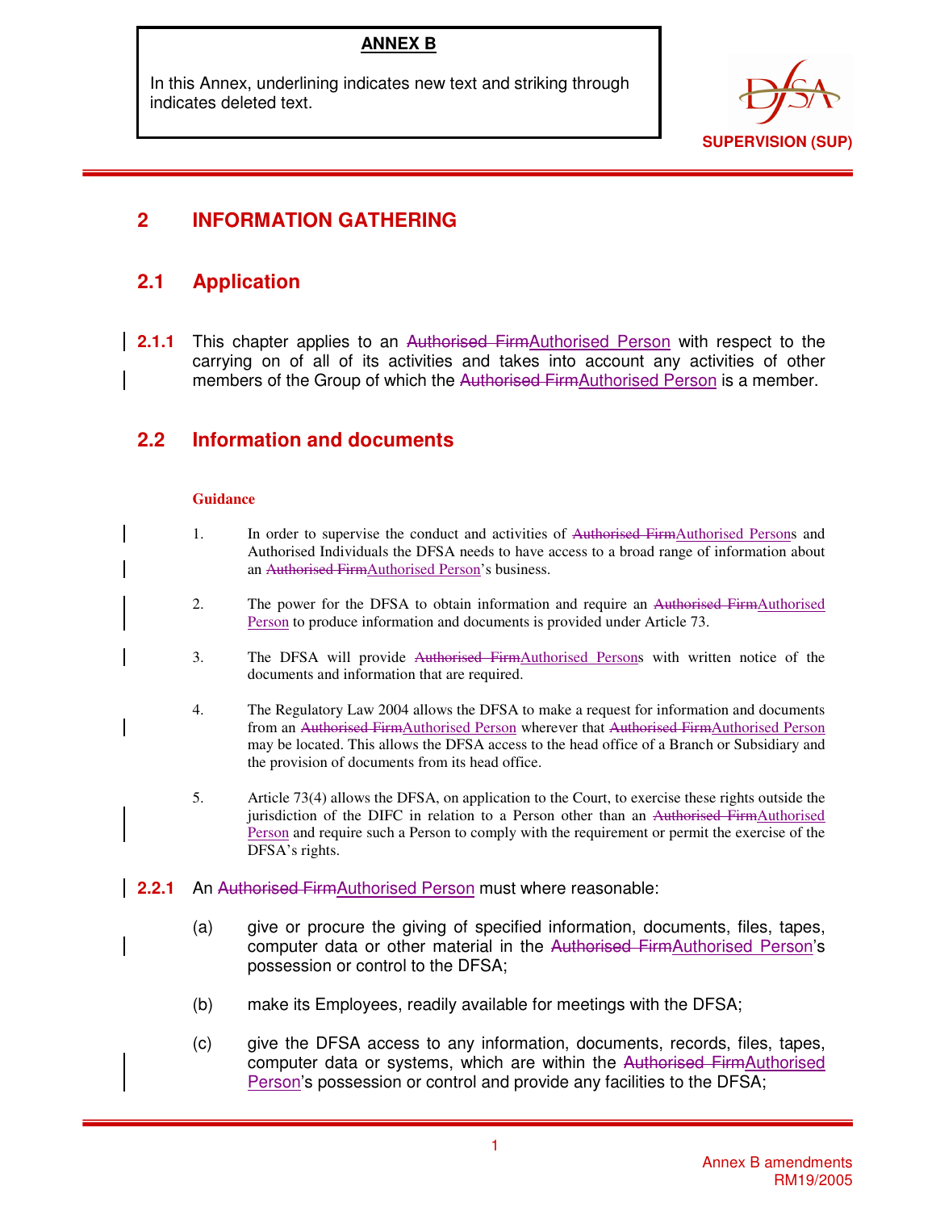**ANNEX B**

In this Annex, underlining indicates new text and striking through indicates deleted text.

SUPERVISION (SUP)

# 2 INFORMATION GATHERING

## 2.1 Application

**2.1.1** This chapter applies to an ~~Authorised Firm~~<u>Authorised Person</u> with respect to the carrying on of all of its activities and takes into account any activities of other members of the Group of which the ~~Authorised Firm~~<u>Authorised Person</u> is a member.

## 2.2 Information and documents

**Guidance**

1. In order to supervise the conduct and activities of ~~Authorised Firm~~<u>Authorised Person</u>s and Authorised Individuals the DFSA needs to have access to a broad range of information about an ~~Authorised Firm~~<u>Authorised Person</u>'s business.

2. The power for the DFSA to obtain information and require an ~~Authorised Firm~~<u>Authorised Person</u> to produce information and documents is provided under Article 73.

3. The DFSA will provide ~~Authorised Firm~~<u>Authorised Person</u>s with written notice of the documents and information that are required.

4. The Regulatory Law 2004 allows the DFSA to make a request for information and documents from an ~~Authorised Firm~~<u>Authorised Person</u> wherever that ~~Authorised Firm~~<u>Authorised Person</u> may be located. This allows the DFSA access to the head office of a Branch or Subsidiary and the provision of documents from its head office.

5. Article 73(4) allows the DFSA, on application to the Court, to exercise these rights outside the jurisdiction of the DIFC in relation to a Person other than an ~~Authorised Firm~~<u>Authorised Person</u> and require such a Person to comply with the requirement or permit the exercise of the DFSA's rights.

**2.2.1** An ~~Authorised Firm~~<u>Authorised Person</u> must where reasonable:

(a) give or procure the giving of specified information, documents, files, tapes, computer data or other material in the ~~Authorised Firm~~<u>Authorised Person</u>'s possession or control to the DFSA;

(b) make its Employees, readily available for meetings with the DFSA;

(c) give the DFSA access to any information, documents, records, files, tapes, computer data or systems, which are within the ~~Authorised Firm~~<u>Authorised Person</u>'s possession or control and provide any facilities to the DFSA;

Annex B amendments
RM19/2005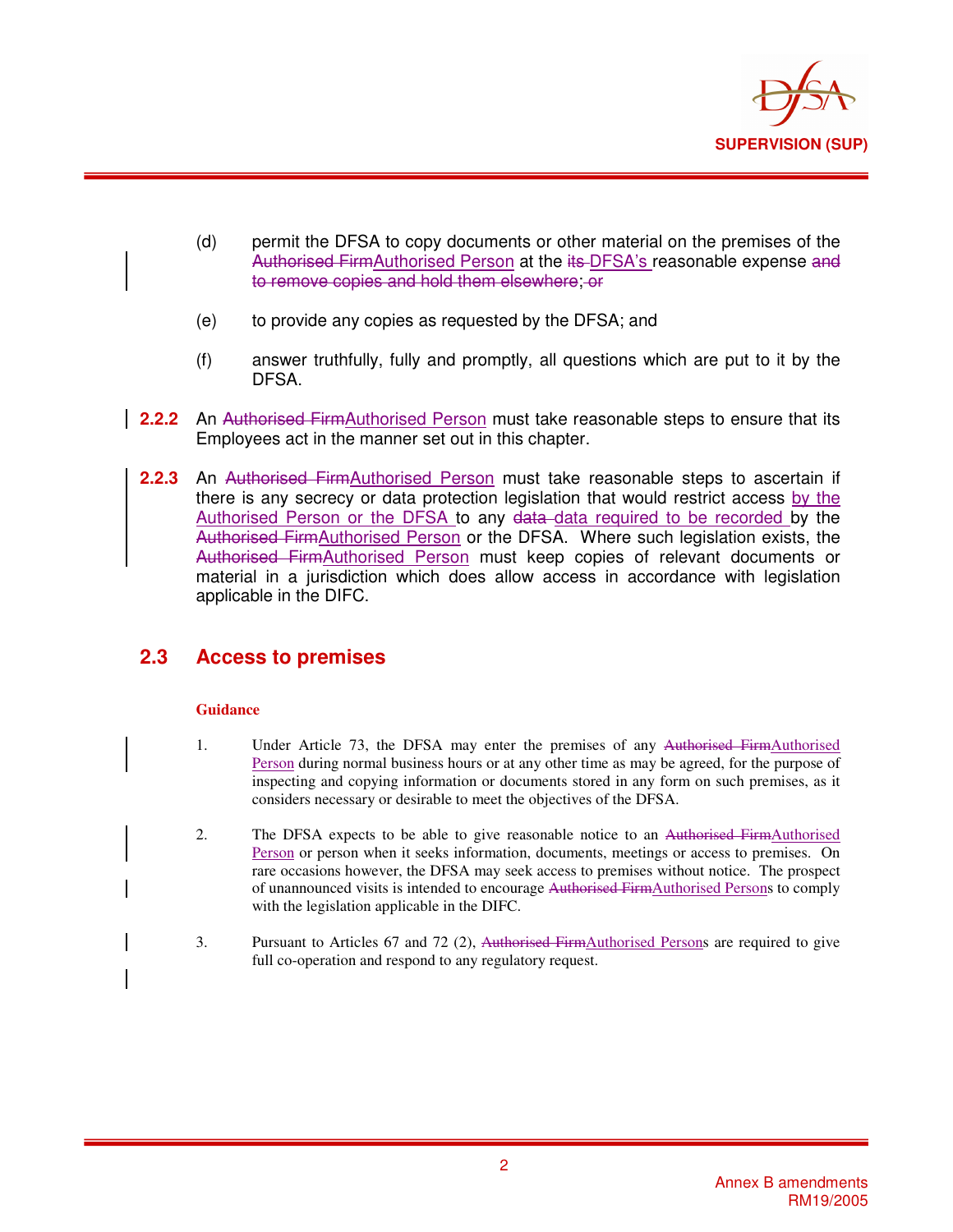(d) permit the DFSA to copy documents or other material on the premises of the ~~Authorised Firm~~Authorised Person at the ~~its~~ DFSA's reasonable expense ~~and to remove copies and hold them elsewhere~~; ~~or~~

(e) to provide any copies as requested by the DFSA; and

(f) answer truthfully, fully and promptly, all questions which are put to it by the DFSA.

**2.2.2** An ~~Authorised Firm~~Authorised Person must take reasonable steps to ensure that its Employees act in the manner set out in this chapter.

**2.2.3** An ~~Authorised Firm~~Authorised Person must take reasonable steps to ascertain if there is any secrecy or data protection legislation that would restrict access by the Authorised Person or the DFSA to any ~~data~~ data required to be recorded by the ~~Authorised Firm~~Authorised Person or the DFSA. Where such legislation exists, the ~~Authorised Firm~~Authorised Person must keep copies of relevant documents or material in a jurisdiction which does allow access in accordance with legislation applicable in the DIFC.

## 2.3 Access to premises

**Guidance**

1. Under Article 73, the DFSA may enter the premises of any ~~Authorised Firm~~Authorised Person during normal business hours or at any other time as may be agreed, for the purpose of inspecting and copying information or documents stored in any form on such premises, as it considers necessary or desirable to meet the objectives of the DFSA.

2. The DFSA expects to be able to give reasonable notice to an ~~Authorised Firm~~Authorised Person or person when it seeks information, documents, meetings or access to premises. On rare occasions however, the DFSA may seek access to premises without notice. The prospect of unannounced visits is intended to encourage ~~Authorised Firm~~Authorised Persons to comply with the legislation applicable in the DIFC.

3. Pursuant to Articles 67 and 72 (2), ~~Authorised Firm~~Authorised Persons are required to give full co-operation and respond to any regulatory request.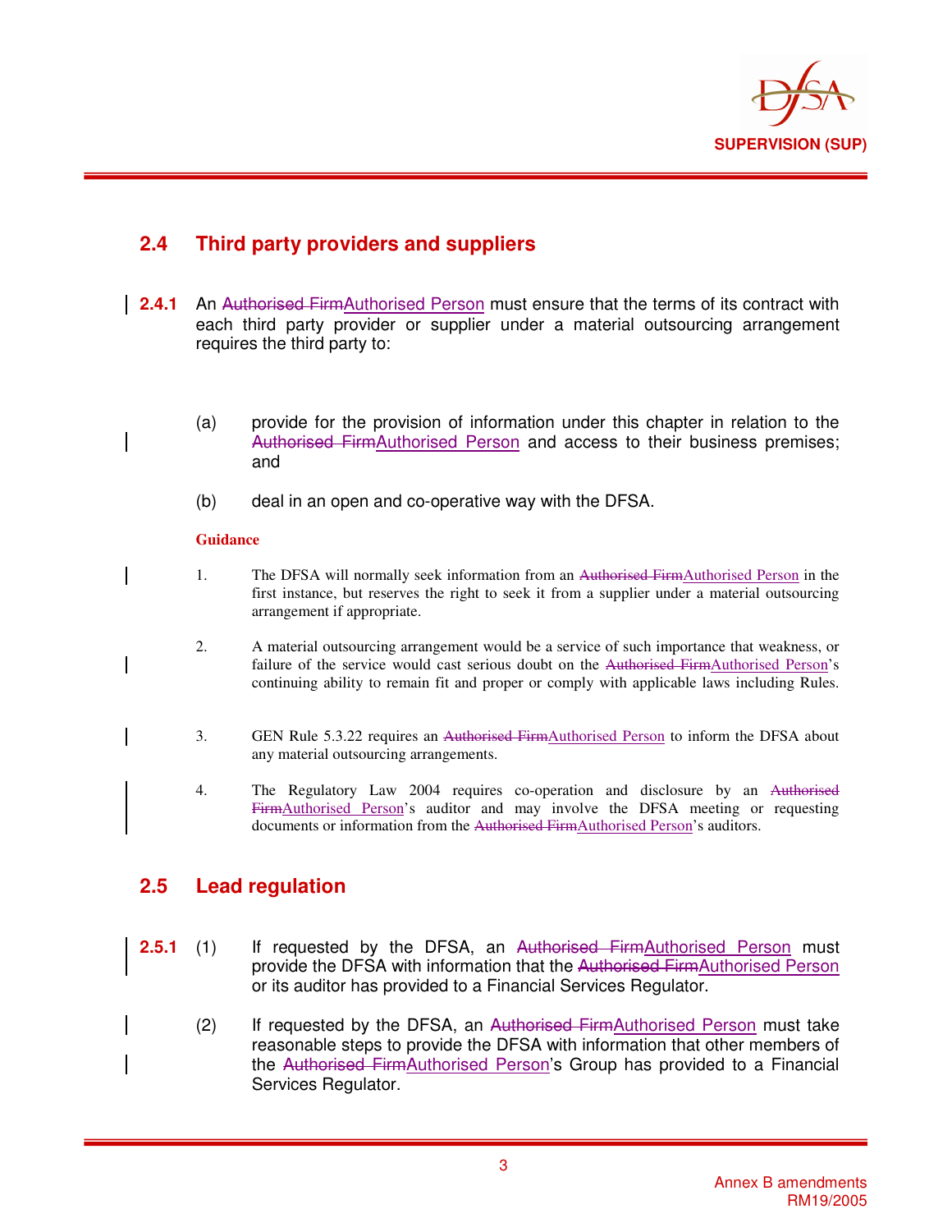## 2.4 Third party providers and suppliers

**2.4.1** An ~~Authorised Firm~~Authorised Person must ensure that the terms of its contract with each third party provider or supplier under a material outsourcing arrangement requires the third party to:

(a) provide for the provision of information under this chapter in relation to the ~~Authorised Firm~~Authorised Person and access to their business premises; and

(b) deal in an open and co-operative way with the DFSA.

**Guidance**

1. The DFSA will normally seek information from an ~~Authorised Firm~~Authorised Person in the first instance, but reserves the right to seek it from a supplier under a material outsourcing arrangement if appropriate.

2. A material outsourcing arrangement would be a service of such importance that weakness, or failure of the service would cast serious doubt on the ~~Authorised Firm~~Authorised Person's continuing ability to remain fit and proper or comply with applicable laws including Rules.

3. GEN Rule 5.3.22 requires an ~~Authorised Firm~~Authorised Person to inform the DFSA about any material outsourcing arrangements.

4. The Regulatory Law 2004 requires co-operation and disclosure by an ~~Authorised Firm~~Authorised Person's auditor and may involve the DFSA meeting or requesting documents or information from the ~~Authorised Firm~~Authorised Person's auditors.

## 2.5 Lead regulation

**2.5.1** (1) If requested by the DFSA, an ~~Authorised Firm~~Authorised Person must provide the DFSA with information that the ~~Authorised Firm~~Authorised Person or its auditor has provided to a Financial Services Regulator.

(2) If requested by the DFSA, an ~~Authorised Firm~~Authorised Person must take reasonable steps to provide the DFSA with information that other members of the ~~Authorised Firm~~Authorised Person's Group has provided to a Financial Services Regulator.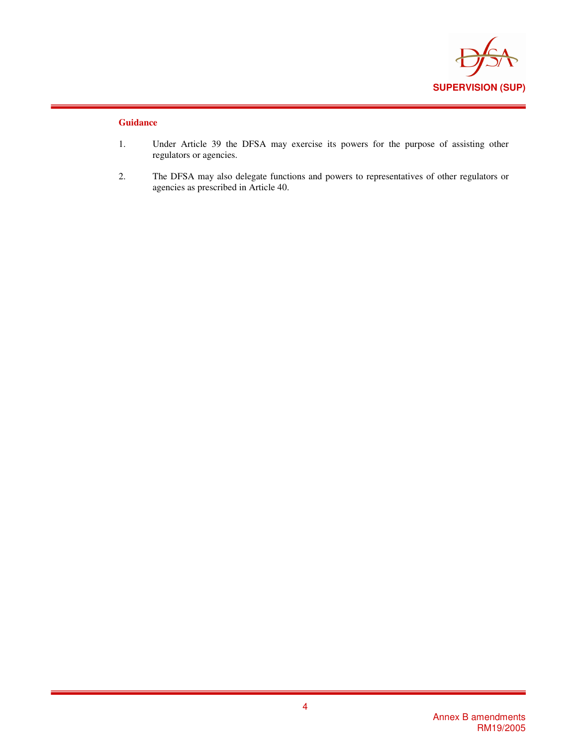**Guidance**

1. Under Article 39 the DFSA may exercise its powers for the purpose of assisting other regulators or agencies.

2. The DFSA may also delegate functions and powers to representatives of other regulators or agencies as prescribed in Article 40.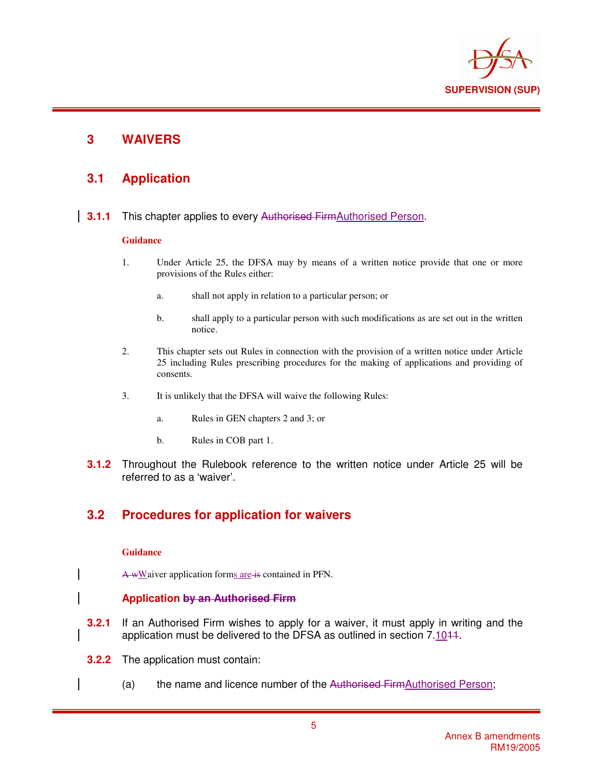# 3 WAIVERS

## 3.1 Application

**3.1.1** This chapter applies to every ~~Authorised Firm~~Authorised Person.

**Guidance**

1. Under Article 25, the DFSA may by means of a written notice provide that one or more provisions of the Rules either:

   a. shall not apply in relation to a particular person; or

   b. shall apply to a particular person with such modifications as are set out in the written notice.

2. This chapter sets out Rules in connection with the provision of a written notice under Article 25 including Rules prescribing procedures for the making of applications and providing of consents.

3. It is unlikely that the DFSA will waive the following Rules:

   a. Rules in GEN chapters 2 and 3; or

   b. Rules in COB part 1.

**3.1.2** Throughout the Rulebook reference to the written notice under Article 25 will be referred to as a 'waiver'.

## 3.2 Procedures for application for waivers

**Guidance**

~~A w~~Waiver application forms are ~~is~~ contained in PFN.

**Application ~~by an Authorised Firm~~**

**3.2.1** If an Authorised Firm wishes to apply for a waiver, it must apply in writing and the application must be delivered to the DFSA as outlined in section 7.10~~11~~.

**3.2.2** The application must contain:

(a) the name and licence number of the ~~Authorised Firm~~Authorised Person;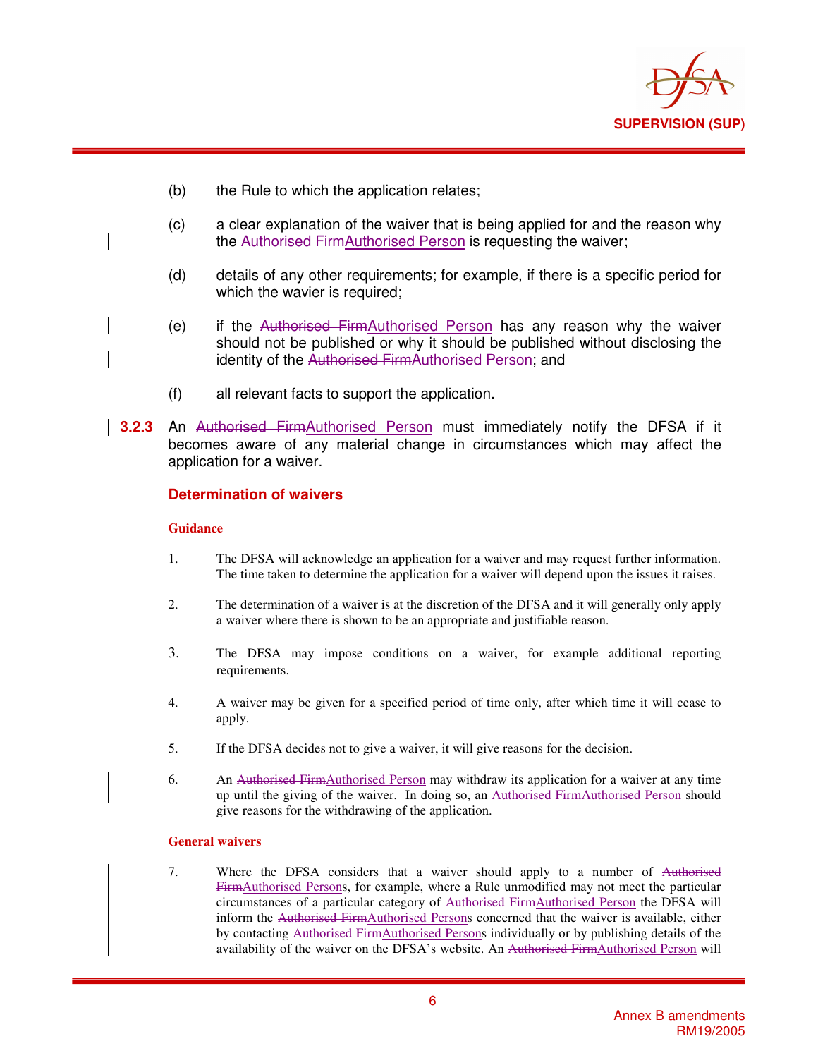(b) the Rule to which the application relates;

(c) a clear explanation of the waiver that is being applied for and the reason why the ~~Authorised Firm~~Authorised Person is requesting the waiver;

(d) details of any other requirements; for example, if there is a specific period for which the wavier is required;

(e) if the ~~Authorised Firm~~Authorised Person has any reason why the waiver should not be published or why it should be published without disclosing the identity of the ~~Authorised Firm~~Authorised Person; and

(f) all relevant facts to support the application.

**3.2.3** An ~~Authorised Firm~~Authorised Person must immediately notify the DFSA if it becomes aware of any material change in circumstances which may affect the application for a waiver.

### Determination of waivers

#### Guidance

1. The DFSA will acknowledge an application for a waiver and may request further information. The time taken to determine the application for a waiver will depend upon the issues it raises.

2. The determination of a waiver is at the discretion of the DFSA and it will generally only apply a waiver where there is shown to be an appropriate and justifiable reason.

3. The DFSA may impose conditions on a waiver, for example additional reporting requirements.

4. A waiver may be given for a specified period of time only, after which time it will cease to apply.

5. If the DFSA decides not to give a waiver, it will give reasons for the decision.

6. An ~~Authorised Firm~~Authorised Person may withdraw its application for a waiver at any time up until the giving of the waiver. In doing so, an ~~Authorised Firm~~Authorised Person should give reasons for the withdrawing of the application.

#### General waivers

7. Where the DFSA considers that a waiver should apply to a number of ~~Authorised Firm~~Authorised Persons, for example, where a Rule unmodified may not meet the particular circumstances of a particular category of ~~Authorised Firm~~Authorised Person the DFSA will inform the ~~Authorised Firm~~Authorised Persons concerned that the waiver is available, either by contacting ~~Authorised Firm~~Authorised Persons individually or by publishing details of the availability of the waiver on the DFSA's website. An ~~Authorised Firm~~Authorised Person will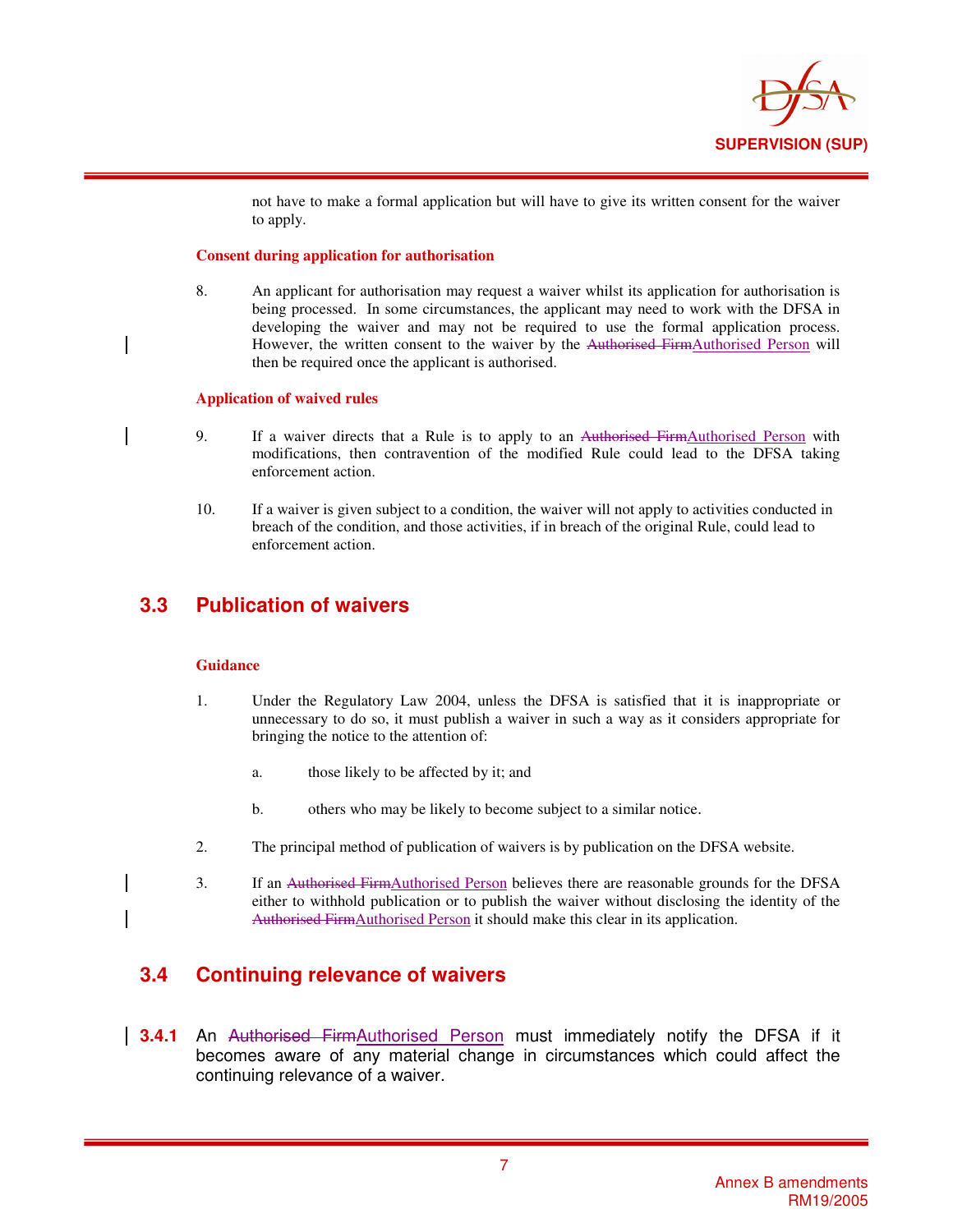not have to make a formal application but will have to give its written consent for the waiver to apply.

**Consent during application for authorisation**

8. An applicant for authorisation may request a waiver whilst its application for authorisation is being processed. In some circumstances, the applicant may need to work with the DFSA in developing the waiver and may not be required to use the formal application process. However, the written consent to the waiver by the ~~Authorised Firm~~Authorised Person will then be required once the applicant is authorised.

**Application of waived rules**

9. If a waiver directs that a Rule is to apply to an ~~Authorised Firm~~Authorised Person with modifications, then contravention of the modified Rule could lead to the DFSA taking enforcement action.

10. If a waiver is given subject to a condition, the waiver will not apply to activities conducted in breach of the condition, and those activities, if in breach of the original Rule, could lead to enforcement action.

## 3.3 Publication of waivers

**Guidance**

1. Under the Regulatory Law 2004, unless the DFSA is satisfied that it is inappropriate or unnecessary to do so, it must publish a waiver in such a way as it considers appropriate for bringing the notice to the attention of:

   a. those likely to be affected by it; and

   b. others who may be likely to become subject to a similar notice.

2. The principal method of publication of waivers is by publication on the DFSA website.

3. If an ~~Authorised Firm~~Authorised Person believes there are reasonable grounds for the DFSA either to withhold publication or to publish the waiver without disclosing the identity of the ~~Authorised Firm~~Authorised Person it should make this clear in its application.

## 3.4 Continuing relevance of waivers

**3.4.1** An ~~Authorised Firm~~Authorised Person must immediately notify the DFSA if it becomes aware of any material change in circumstances which could affect the continuing relevance of a waiver.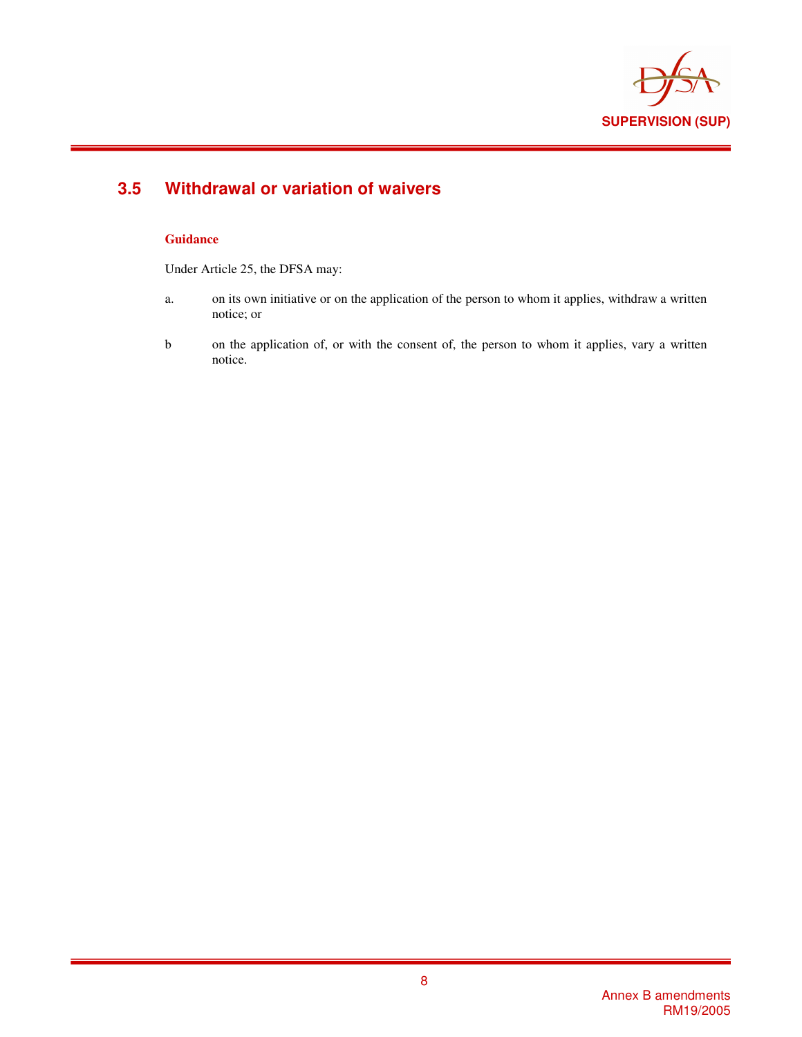## 3.5 Withdrawal or variation of waivers

**Guidance**

Under Article 25, the DFSA may:

a. on its own initiative or on the application of the person to whom it applies, withdraw a written notice; or

b on the application of, or with the consent of, the person to whom it applies, vary a written notice.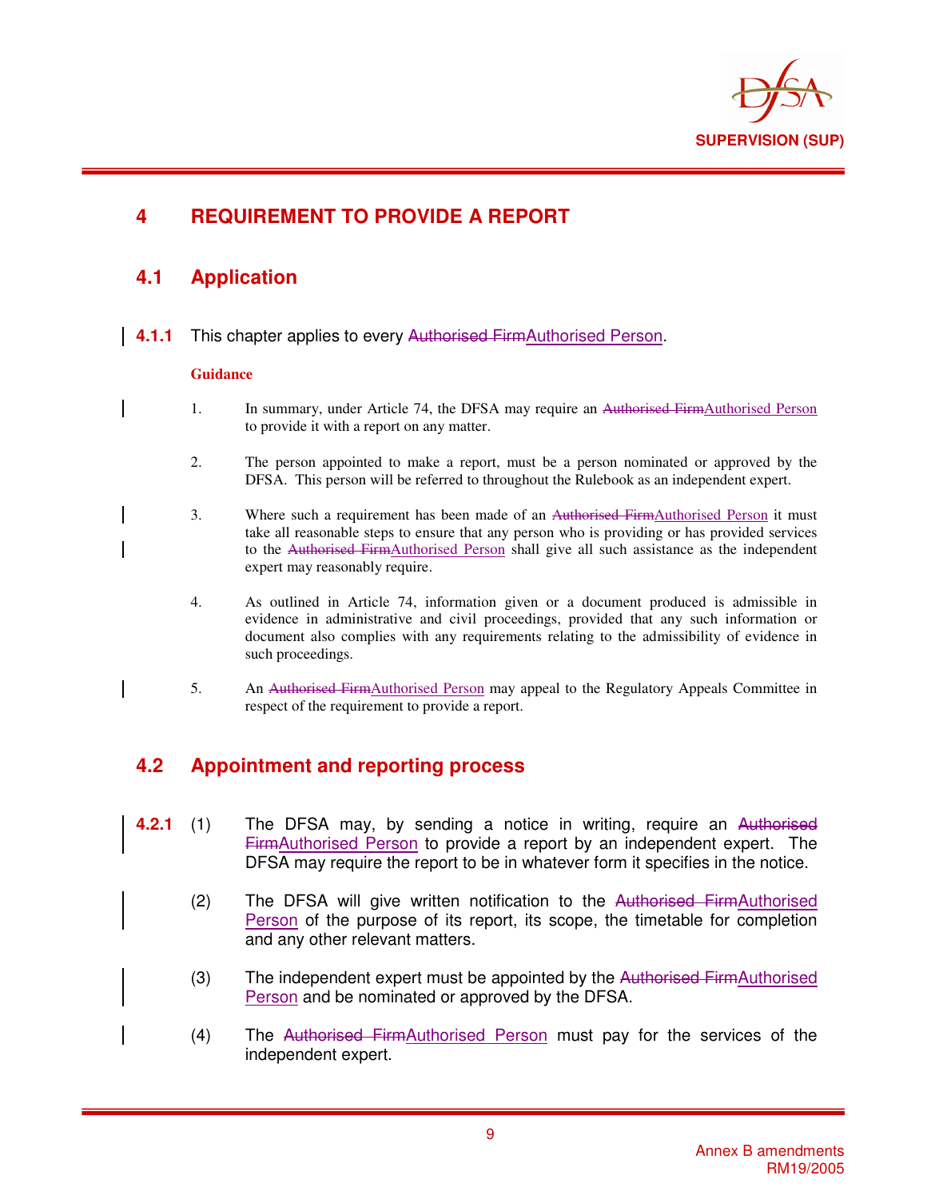# 4 REQUIREMENT TO PROVIDE A REPORT

## 4.1 Application

**4.1.1** This chapter applies to every ~~Authorised Firm~~Authorised Person.

**Guidance**

1. In summary, under Article 74, the DFSA may require an ~~Authorised Firm~~Authorised Person to provide it with a report on any matter.

2. The person appointed to make a report, must be a person nominated or approved by the DFSA. This person will be referred to throughout the Rulebook as an independent expert.

3. Where such a requirement has been made of an ~~Authorised Firm~~Authorised Person it must take all reasonable steps to ensure that any person who is providing or has provided services to the ~~Authorised Firm~~Authorised Person shall give all such assistance as the independent expert may reasonably require.

4. As outlined in Article 74, information given or a document produced is admissible in evidence in administrative and civil proceedings, provided that any such information or document also complies with any requirements relating to the admissibility of evidence in such proceedings.

5. An ~~Authorised Firm~~Authorised Person may appeal to the Regulatory Appeals Committee in respect of the requirement to provide a report.

## 4.2 Appointment and reporting process

**4.2.1** (1) The DFSA may, by sending a notice in writing, require an ~~Authorised Firm~~Authorised Person to provide a report by an independent expert. The DFSA may require the report to be in whatever form it specifies in the notice.

(2) The DFSA will give written notification to the ~~Authorised Firm~~Authorised Person of the purpose of its report, its scope, the timetable for completion and any other relevant matters.

(3) The independent expert must be appointed by the ~~Authorised Firm~~Authorised Person and be nominated or approved by the DFSA.

(4) The ~~Authorised Firm~~Authorised Person must pay for the services of the independent expert.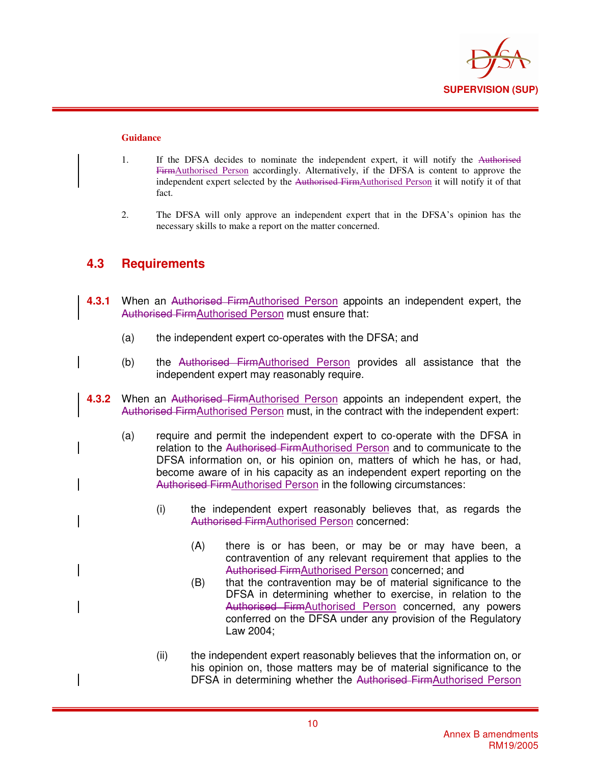**Guidance**

1. If the DFSA decides to nominate the independent expert, it will notify the ~~Authorised Firm~~<u>Authorised Person</u> accordingly. Alternatively, if the DFSA is content to approve the independent expert selected by the ~~Authorised Firm~~<u>Authorised Person</u> it will notify it of that fact.

2. The DFSA will only approve an independent expert that in the DFSA's opinion has the necessary skills to make a report on the matter concerned.

## 4.3 Requirements

**4.3.1** When an ~~Authorised Firm~~<u>Authorised Person</u> appoints an independent expert, the ~~Authorised Firm~~<u>Authorised Person</u> must ensure that:

(a) the independent expert co-operates with the DFSA; and

(b) the ~~Authorised Firm~~<u>Authorised Person</u> provides all assistance that the independent expert may reasonably require.

**4.3.2** When an ~~Authorised Firm~~<u>Authorised Person</u> appoints an independent expert, the ~~Authorised Firm~~<u>Authorised Person</u> must, in the contract with the independent expert:

(a) require and permit the independent expert to co-operate with the DFSA in relation to the ~~Authorised Firm~~<u>Authorised Person</u> and to communicate to the DFSA information on, or his opinion on, matters of which he has, or had, become aware of in his capacity as an independent expert reporting on the ~~Authorised Firm~~<u>Authorised Person</u> in the following circumstances:

(i) the independent expert reasonably believes that, as regards the ~~Authorised Firm~~<u>Authorised Person</u> concerned:

(A) there is or has been, or may be or may have been, a contravention of any relevant requirement that applies to the ~~Authorised Firm~~<u>Authorised Person</u> concerned; and

(B) that the contravention may be of material significance to the DFSA in determining whether to exercise, in relation to the ~~Authorised Firm~~<u>Authorised Person</u> concerned, any powers conferred on the DFSA under any provision of the Regulatory Law 2004;

(ii) the independent expert reasonably believes that the information on, or his opinion on, those matters may be of material significance to the DFSA in determining whether the ~~Authorised Firm~~<u>Authorised Person</u>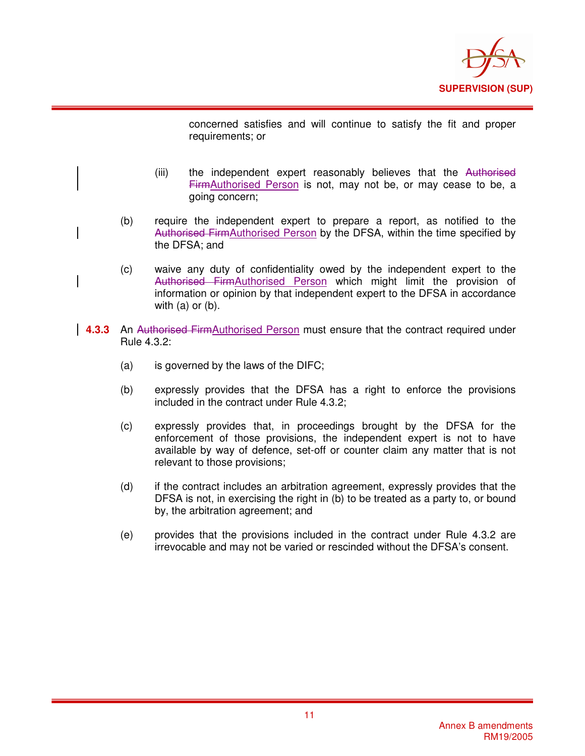concerned satisfies and will continue to satisfy the fit and proper requirements; or

(iii) the independent expert reasonably believes that the ~~Authorised Firm~~Authorised Person is not, may not be, or may cease to be, a going concern;

(b) require the independent expert to prepare a report, as notified to the ~~Authorised Firm~~Authorised Person by the DFSA, within the time specified by the DFSA; and

(c) waive any duty of confidentiality owed by the independent expert to the ~~Authorised Firm~~Authorised Person which might limit the provision of information or opinion by that independent expert to the DFSA in accordance with (a) or (b).

**4.3.3** An ~~Authorised Firm~~Authorised Person must ensure that the contract required under Rule 4.3.2:

(a) is governed by the laws of the DIFC;

(b) expressly provides that the DFSA has a right to enforce the provisions included in the contract under Rule 4.3.2;

(c) expressly provides that, in proceedings brought by the DFSA for the enforcement of those provisions, the independent expert is not to have available by way of defence, set-off or counter claim any matter that is not relevant to those provisions;

(d) if the contract includes an arbitration agreement, expressly provides that the DFSA is not, in exercising the right in (b) to be treated as a party to, or bound by, the arbitration agreement; and

(e) provides that the provisions included in the contract under Rule 4.3.2 are irrevocable and may not be varied or rescinded without the DFSA's consent.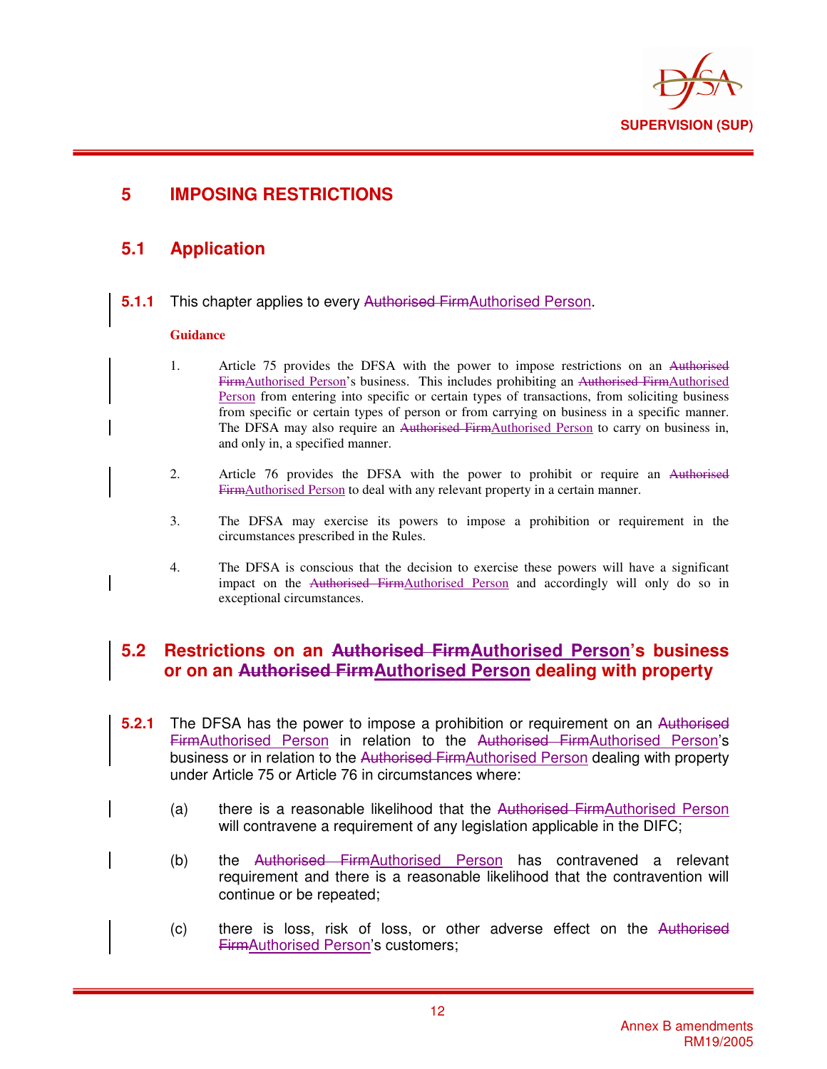# 5 IMPOSING RESTRICTIONS

## 5.1 Application

**5.1.1** This chapter applies to every ~~Authorised Firm~~Authorised Person.

**Guidance**

1. Article 75 provides the DFSA with the power to impose restrictions on an ~~Authorised Firm~~Authorised Person's business. This includes prohibiting an ~~Authorised Firm~~Authorised Person from entering into specific or certain types of transactions, from soliciting business from specific or certain types of person or from carrying on business in a specific manner. The DFSA may also require an ~~Authorised Firm~~Authorised Person to carry on business in, and only in, a specified manner.

2. Article 76 provides the DFSA with the power to prohibit or require an ~~Authorised Firm~~Authorised Person to deal with any relevant property in a certain manner.

3. The DFSA may exercise its powers to impose a prohibition or requirement in the circumstances prescribed in the Rules.

4. The DFSA is conscious that the decision to exercise these powers will have a significant impact on the ~~Authorised Firm~~Authorised Person and accordingly will only do so in exceptional circumstances.

## 5.2 Restrictions on an ~~Authorised Firm~~Authorised Person's business or on an ~~Authorised Firm~~Authorised Person dealing with property

**5.2.1** The DFSA has the power to impose a prohibition or requirement on an ~~Authorised Firm~~Authorised Person in relation to the ~~Authorised Firm~~Authorised Person's business or in relation to the ~~Authorised Firm~~Authorised Person dealing with property under Article 75 or Article 76 in circumstances where:

(a) there is a reasonable likelihood that the ~~Authorised Firm~~Authorised Person will contravene a requirement of any legislation applicable in the DIFC;

(b) the ~~Authorised Firm~~Authorised Person has contravened a relevant requirement and there is a reasonable likelihood that the contravention will continue or be repeated;

(c) there is loss, risk of loss, or other adverse effect on the ~~Authorised Firm~~Authorised Person's customers;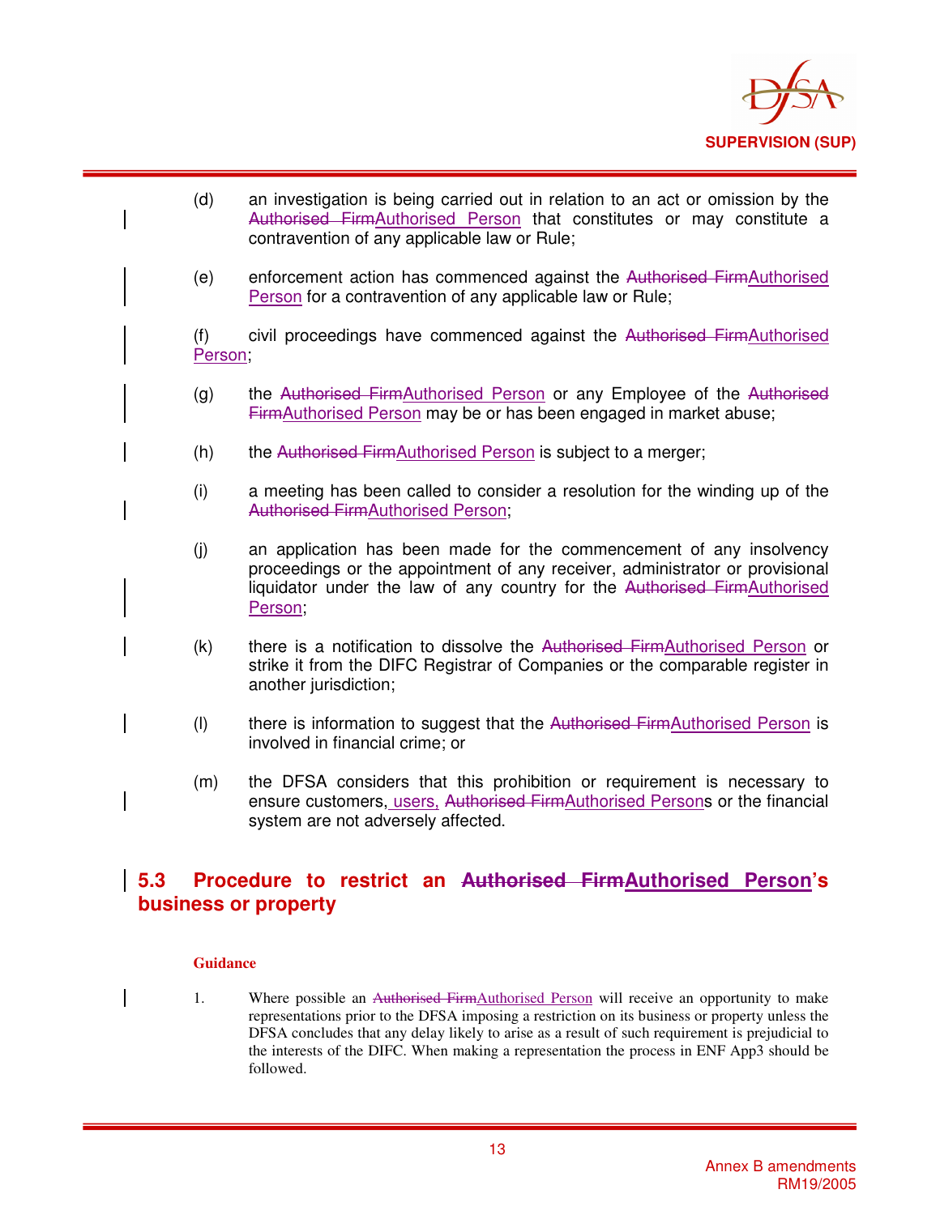(d) an investigation is being carried out in relation to an act or omission by the ~~Authorised Firm~~Authorised Person that constitutes or may constitute a contravention of any applicable law or Rule;

(e) enforcement action has commenced against the ~~Authorised Firm~~Authorised Person for a contravention of any applicable law or Rule;

(f) civil proceedings have commenced against the ~~Authorised Firm~~Authorised Person;

(g) the ~~Authorised Firm~~Authorised Person or any Employee of the ~~Authorised Firm~~Authorised Person may be or has been engaged in market abuse;

(h) the ~~Authorised Firm~~Authorised Person is subject to a merger;

(i) a meeting has been called to consider a resolution for the winding up of the ~~Authorised Firm~~Authorised Person;

(j) an application has been made for the commencement of any insolvency proceedings or the appointment of any receiver, administrator or provisional liquidator under the law of any country for the ~~Authorised Firm~~Authorised Person;

(k) there is a notification to dissolve the ~~Authorised Firm~~Authorised Person or strike it from the DIFC Registrar of Companies or the comparable register in another jurisdiction;

(l) there is information to suggest that the ~~Authorised Firm~~Authorised Person is involved in financial crime; or

(m) the DFSA considers that this prohibition or requirement is necessary to ensure customers, users, ~~Authorised Firm~~Authorised Persons or the financial system are not adversely affected.

## 5.3 Procedure to restrict an ~~Authorised Firm~~Authorised Person's business or property

**Guidance**

1. Where possible an ~~Authorised Firm~~Authorised Person will receive an opportunity to make representations prior to the DFSA imposing a restriction on its business or property unless the DFSA concludes that any delay likely to arise as a result of such requirement is prejudicial to the interests of the DIFC. When making a representation the process in ENF App3 should be followed.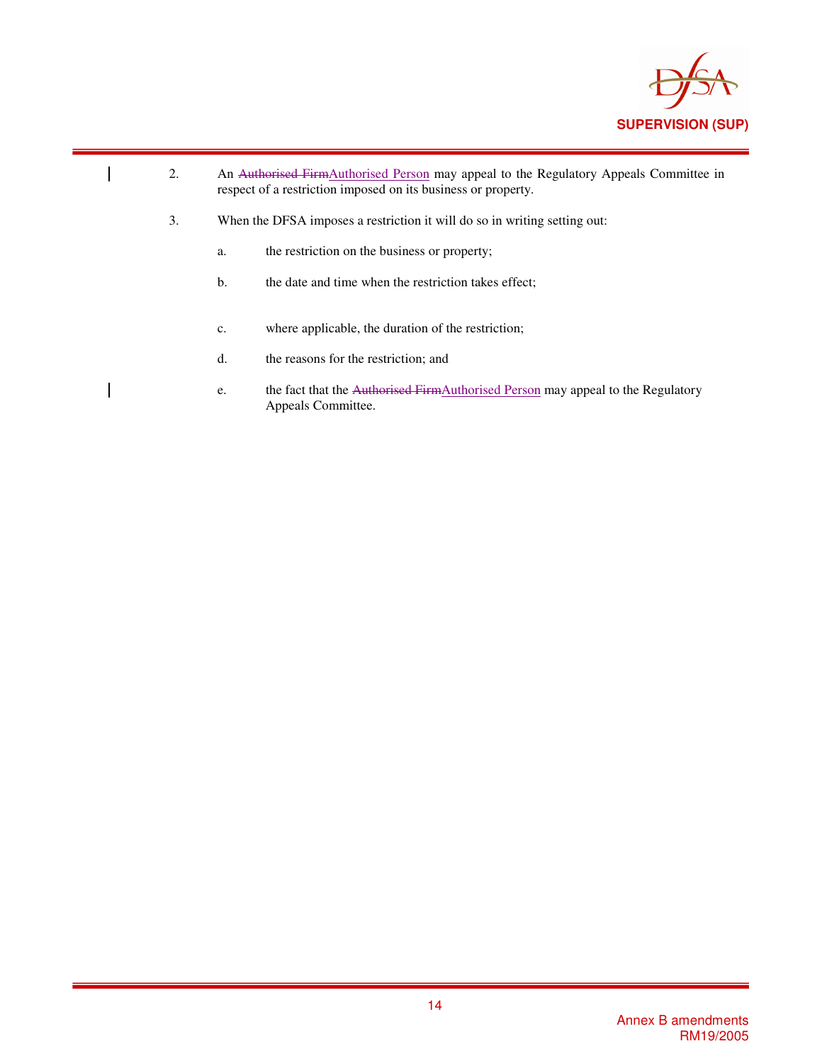2. An ~~Authorised Firm~~Authorised Person may appeal to the Regulatory Appeals Committee in respect of a restriction imposed on its business or property.

3. When the DFSA imposes a restriction it will do so in writing setting out:

   a. the restriction on the business or property;

   b. the date and time when the restriction takes effect;

   c. where applicable, the duration of the restriction;

   d. the reasons for the restriction; and

   e. the fact that the ~~Authorised Firm~~Authorised Person may appeal to the Regulatory Appeals Committee.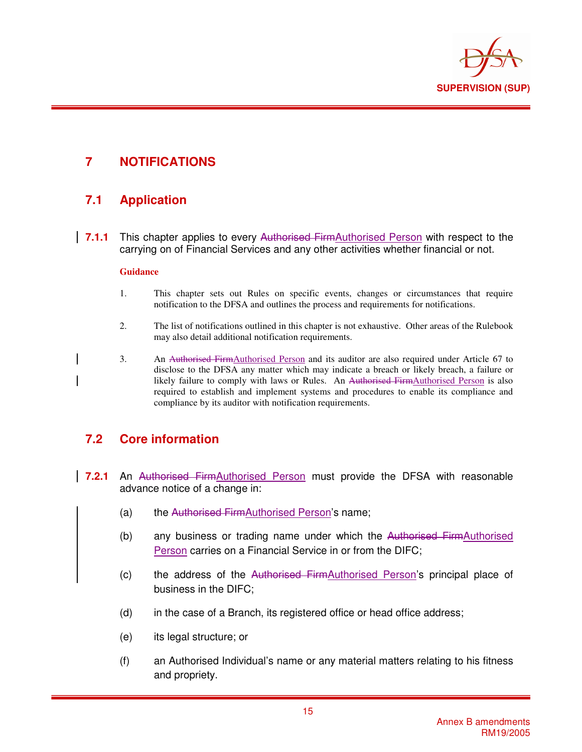# 7 NOTIFICATIONS

## 7.1 Application

**7.1.1** This chapter applies to every ~~Authorised Firm~~Authorised Person with respect to the carrying on of Financial Services and any other activities whether financial or not.

**Guidance**

1. This chapter sets out Rules on specific events, changes or circumstances that require notification to the DFSA and outlines the process and requirements for notifications.

2. The list of notifications outlined in this chapter is not exhaustive. Other areas of the Rulebook may also detail additional notification requirements.

3. An ~~Authorised Firm~~Authorised Person and its auditor are also required under Article 67 to disclose to the DFSA any matter which may indicate a breach or likely breach, a failure or likely failure to comply with laws or Rules. An ~~Authorised Firm~~Authorised Person is also required to establish and implement systems and procedures to enable its compliance and compliance by its auditor with notification requirements.

## 7.2 Core information

**7.2.1** An ~~Authorised Firm~~Authorised Person must provide the DFSA with reasonable advance notice of a change in:

(a) the ~~Authorised Firm~~Authorised Person's name;

(b) any business or trading name under which the ~~Authorised Firm~~Authorised Person carries on a Financial Service in or from the DIFC;

(c) the address of the ~~Authorised Firm~~Authorised Person's principal place of business in the DIFC;

(d) in the case of a Branch, its registered office or head office address;

(e) its legal structure; or

(f) an Authorised Individual's name or any material matters relating to his fitness and propriety.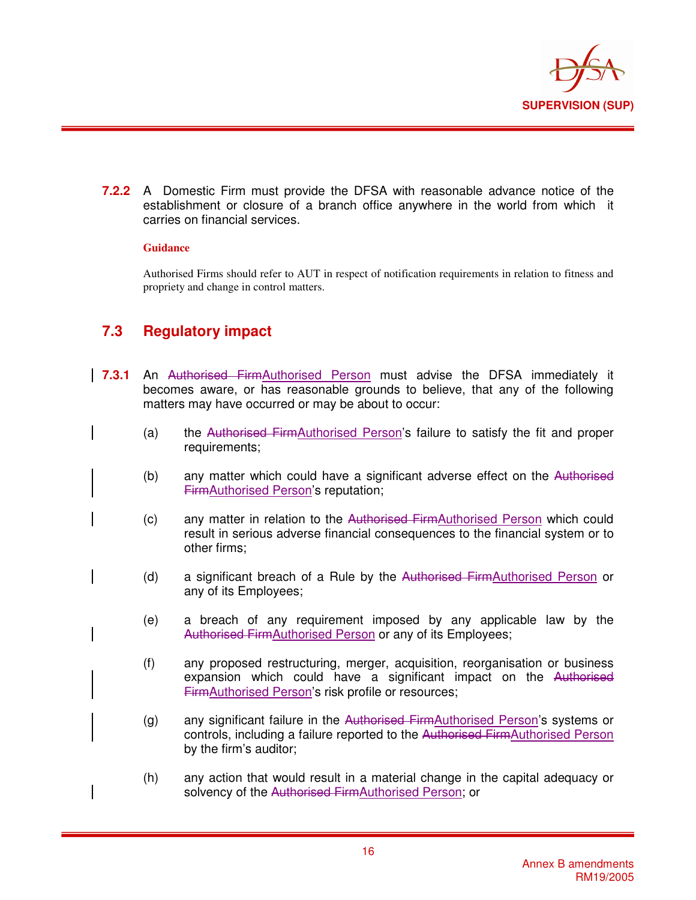**7.2.2** A Domestic Firm must provide the DFSA with reasonable advance notice of the establishment or closure of a branch office anywhere in the world from which it carries on financial services.

**Guidance**

Authorised Firms should refer to AUT in respect of notification requirements in relation to fitness and propriety and change in control matters.

## 7.3 Regulatory impact

**7.3.1** An ~~Authorised Firm~~Authorised Person must advise the DFSA immediately it becomes aware, or has reasonable grounds to believe, that any of the following matters may have occurred or may be about to occur:

(a) the ~~Authorised Firm~~Authorised Person's failure to satisfy the fit and proper requirements;

(b) any matter which could have a significant adverse effect on the ~~Authorised Firm~~Authorised Person's reputation;

(c) any matter in relation to the ~~Authorised Firm~~Authorised Person which could result in serious adverse financial consequences to the financial system or to other firms;

(d) a significant breach of a Rule by the ~~Authorised Firm~~Authorised Person or any of its Employees;

(e) a breach of any requirement imposed by any applicable law by the ~~Authorised Firm~~Authorised Person or any of its Employees;

(f) any proposed restructuring, merger, acquisition, reorganisation or business expansion which could have a significant impact on the ~~Authorised Firm~~Authorised Person's risk profile or resources;

(g) any significant failure in the ~~Authorised Firm~~Authorised Person's systems or controls, including a failure reported to the ~~Authorised Firm~~Authorised Person by the firm's auditor;

(h) any action that would result in a material change in the capital adequacy or solvency of the ~~Authorised Firm~~Authorised Person; or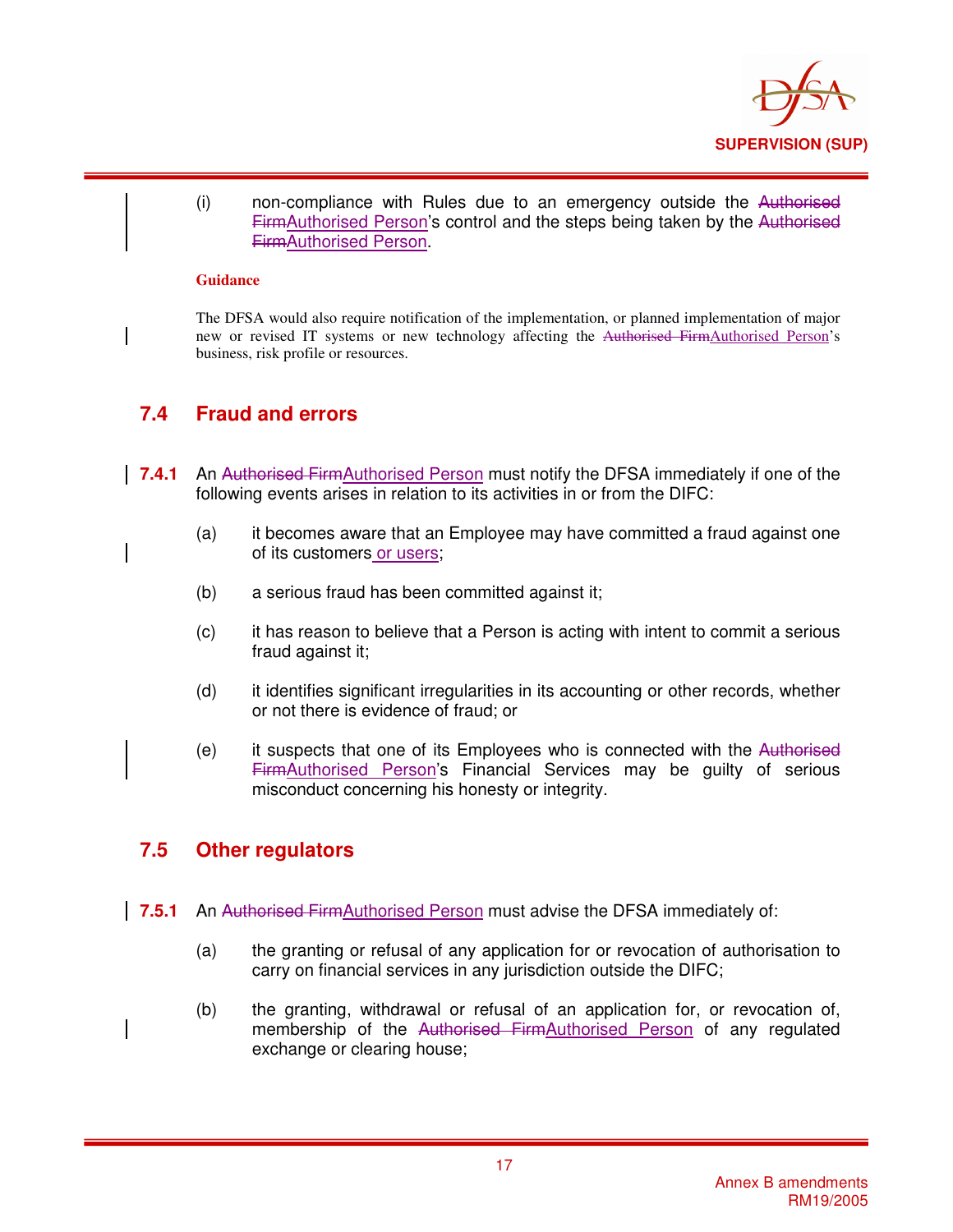(i) non-compliance with Rules due to an emergency outside the ~~Authorised Firm~~Authorised Person's control and the steps being taken by the ~~Authorised Firm~~Authorised Person.

**Guidance**

The DFSA would also require notification of the implementation, or planned implementation of major new or revised IT systems or new technology affecting the ~~Authorised Firm~~Authorised Person's business, risk profile or resources.

## 7.4 Fraud and errors

**7.4.1** An ~~Authorised Firm~~Authorised Person must notify the DFSA immediately if one of the following events arises in relation to its activities in or from the DIFC:

(a) it becomes aware that an Employee may have committed a fraud against one of its customers or users;

(b) a serious fraud has been committed against it;

(c) it has reason to believe that a Person is acting with intent to commit a serious fraud against it;

(d) it identifies significant irregularities in its accounting or other records, whether or not there is evidence of fraud; or

(e) it suspects that one of its Employees who is connected with the ~~Authorised Firm~~Authorised Person's Financial Services may be guilty of serious misconduct concerning his honesty or integrity.

## 7.5 Other regulators

**7.5.1** An ~~Authorised Firm~~Authorised Person must advise the DFSA immediately of:

(a) the granting or refusal of any application for or revocation of authorisation to carry on financial services in any jurisdiction outside the DIFC;

(b) the granting, withdrawal or refusal of an application for, or revocation of, membership of the ~~Authorised Firm~~Authorised Person of any regulated exchange or clearing house;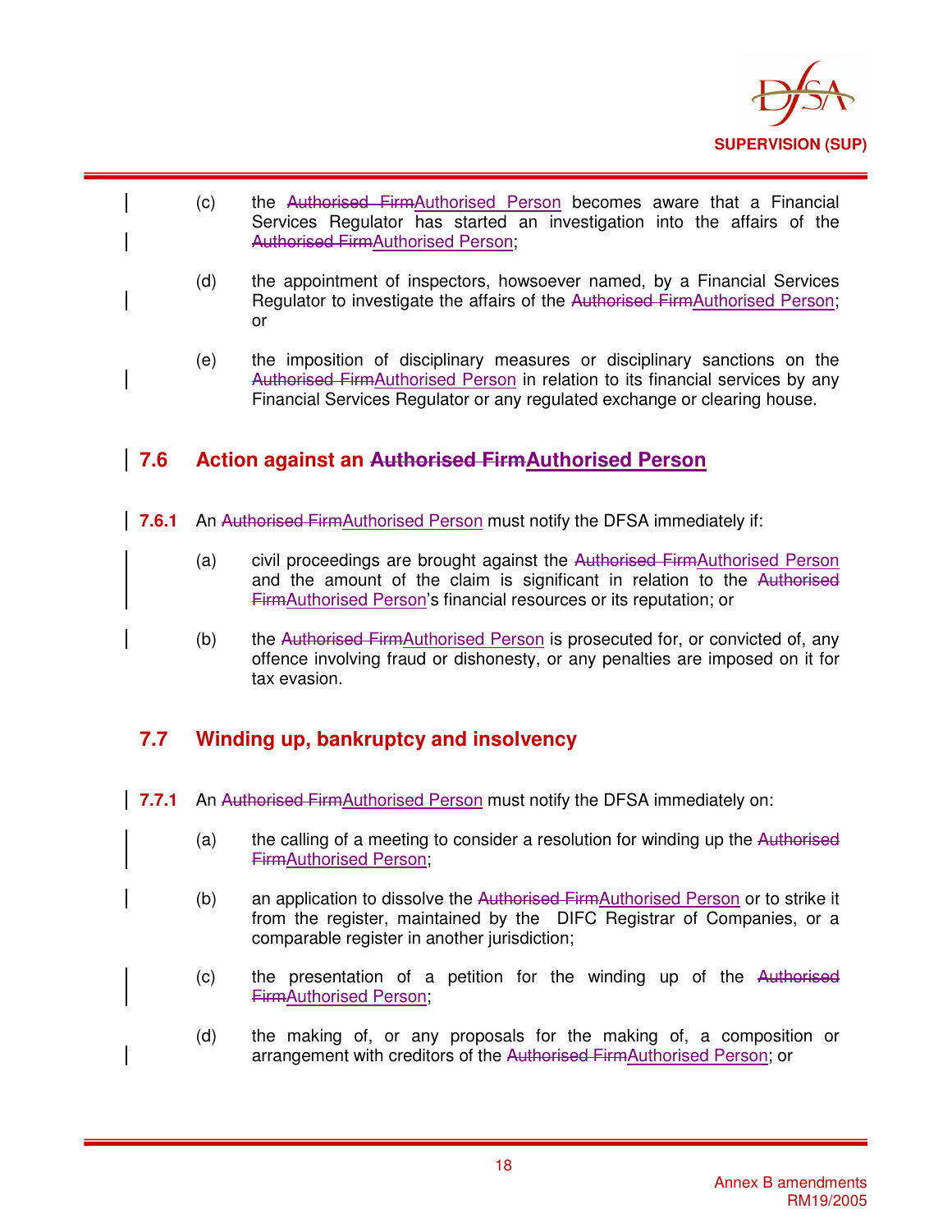(c) the ~~Authorised Firm~~Authorised Person becomes aware that a Financial Services Regulator has started an investigation into the affairs of the ~~Authorised Firm~~Authorised Person;

(d) the appointment of inspectors, howsoever named, by a Financial Services Regulator to investigate the affairs of the ~~Authorised Firm~~Authorised Person; or

(e) the imposition of disciplinary measures or disciplinary sanctions on the ~~Authorised Firm~~Authorised Person in relation to its financial services by any Financial Services Regulator or any regulated exchange or clearing house.

## 7.6 Action against an ~~Authorised Firm~~Authorised Person

**7.6.1** An ~~Authorised Firm~~Authorised Person must notify the DFSA immediately if:

(a) civil proceedings are brought against the ~~Authorised Firm~~Authorised Person and the amount of the claim is significant in relation to the ~~Authorised Firm~~Authorised Person's financial resources or its reputation; or

(b) the ~~Authorised Firm~~Authorised Person is prosecuted for, or convicted of, any offence involving fraud or dishonesty, or any penalties are imposed on it for tax evasion.

## 7.7 Winding up, bankruptcy and insolvency

**7.7.1** An ~~Authorised Firm~~Authorised Person must notify the DFSA immediately on:

(a) the calling of a meeting to consider a resolution for winding up the ~~Authorised Firm~~Authorised Person;

(b) an application to dissolve the ~~Authorised Firm~~Authorised Person or to strike it from the register, maintained by the DIFC Registrar of Companies, or a comparable register in another jurisdiction;

(c) the presentation of a petition for the winding up of the ~~Authorised Firm~~Authorised Person;

(d) the making of, or any proposals for the making of, a composition or arrangement with creditors of the ~~Authorised Firm~~Authorised Person; or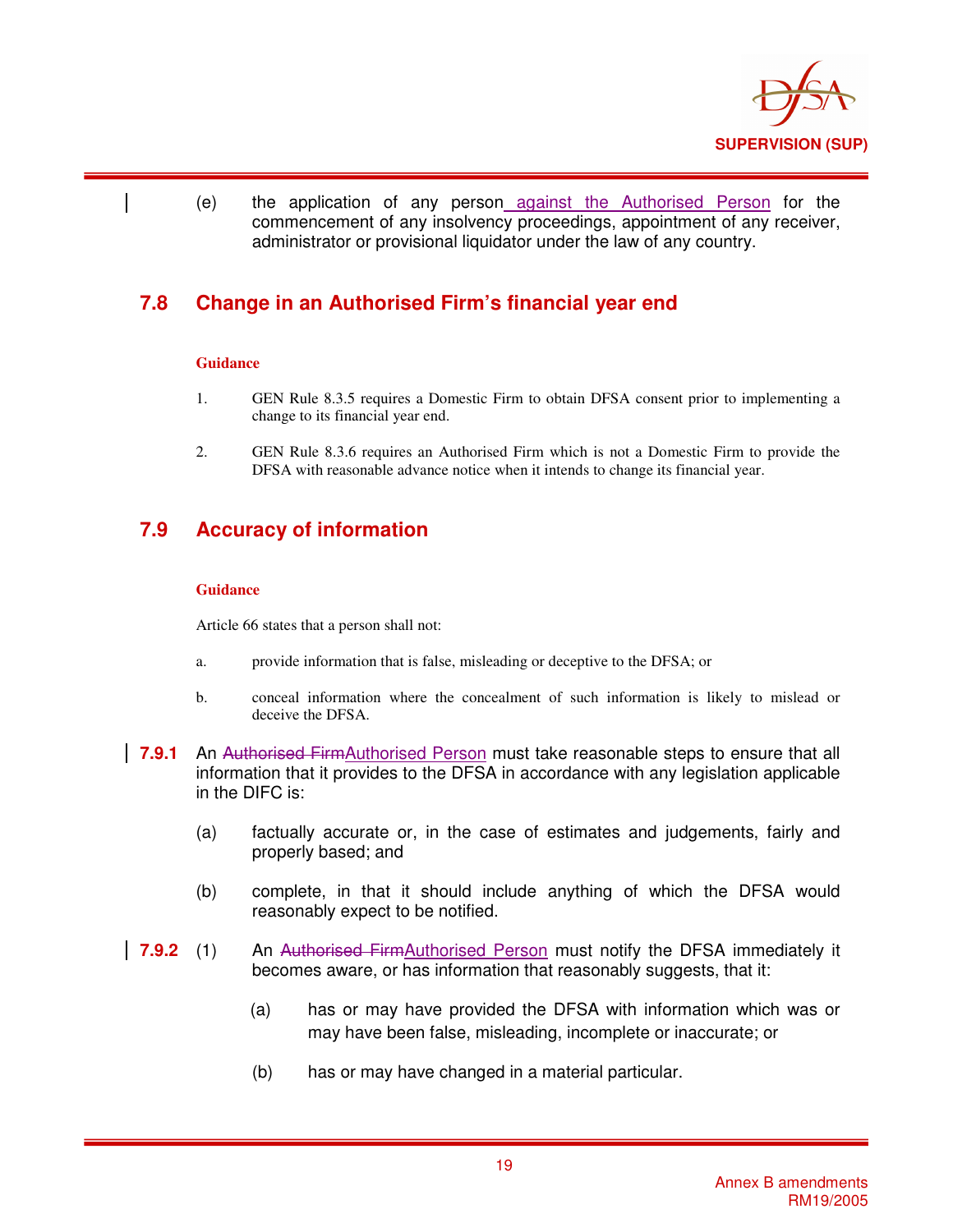(e) the application of any person against the Authorised Person for the commencement of any insolvency proceedings, appointment of any receiver, administrator or provisional liquidator under the law of any country.

## 7.8 Change in an Authorised Firm's financial year end

**Guidance**

1. GEN Rule 8.3.5 requires a Domestic Firm to obtain DFSA consent prior to implementing a change to its financial year end.

2. GEN Rule 8.3.6 requires an Authorised Firm which is not a Domestic Firm to provide the DFSA with reasonable advance notice when it intends to change its financial year.

## 7.9 Accuracy of information

**Guidance**

Article 66 states that a person shall not:

a. provide information that is false, misleading or deceptive to the DFSA; or

b. conceal information where the concealment of such information is likely to mislead or deceive the DFSA.

**7.9.1** An ~~Authorised Firm~~Authorised Person must take reasonable steps to ensure that all information that it provides to the DFSA in accordance with any legislation applicable in the DIFC is:

(a) factually accurate or, in the case of estimates and judgements, fairly and properly based; and

(b) complete, in that it should include anything of which the DFSA would reasonably expect to be notified.

**7.9.2** (1) An ~~Authorised Firm~~Authorised Person must notify the DFSA immediately it becomes aware, or has information that reasonably suggests, that it:

(a) has or may have provided the DFSA with information which was or may have been false, misleading, incomplete or inaccurate; or

(b) has or may have changed in a material particular.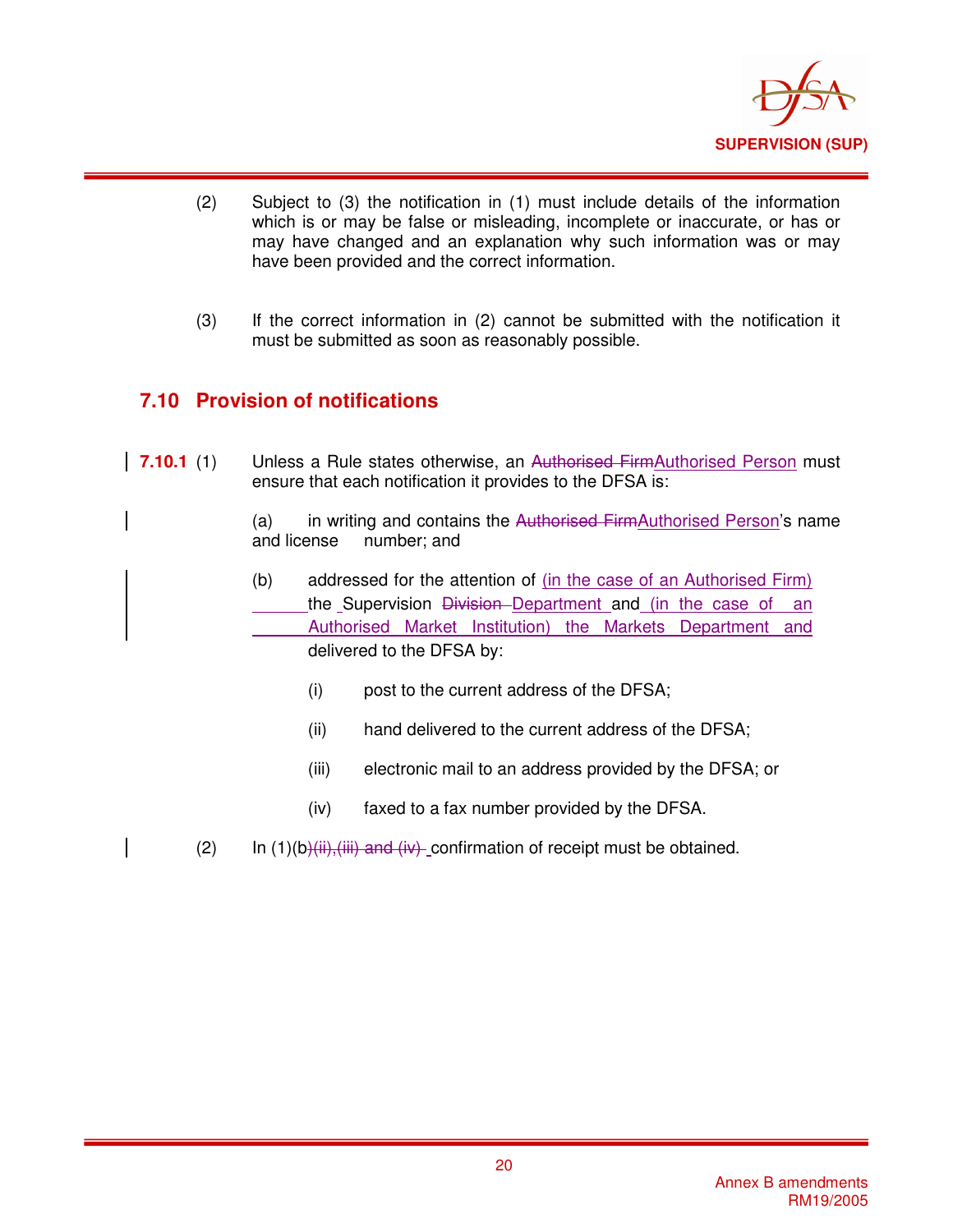(2) Subject to (3) the notification in (1) must include details of the information which is or may be false or misleading, incomplete or inaccurate, or has or may have changed and an explanation why such information was or may have been provided and the correct information.

(3) If the correct information in (2) cannot be submitted with the notification it must be submitted as soon as reasonably possible.

## 7.10 Provision of notifications

**7.10.1** (1) Unless a Rule states otherwise, an ~~Authorised Firm~~Authorised Person must ensure that each notification it provides to the DFSA is:

(a) in writing and contains the ~~Authorised Firm~~Authorised Person's name and license number; and

(b) addressed for the attention of (in the case of an Authorised Firm) the Supervision ~~Division~~ Department and (in the case of an Authorised Market Institution) the Markets Department and delivered to the DFSA by:

(i) post to the current address of the DFSA;

(ii) hand delivered to the current address of the DFSA;

(iii) electronic mail to an address provided by the DFSA; or

(iv) faxed to a fax number provided by the DFSA.

(2) In (1)(b~~)(ii),(iii) and (iv)~~ confirmation of receipt must be obtained.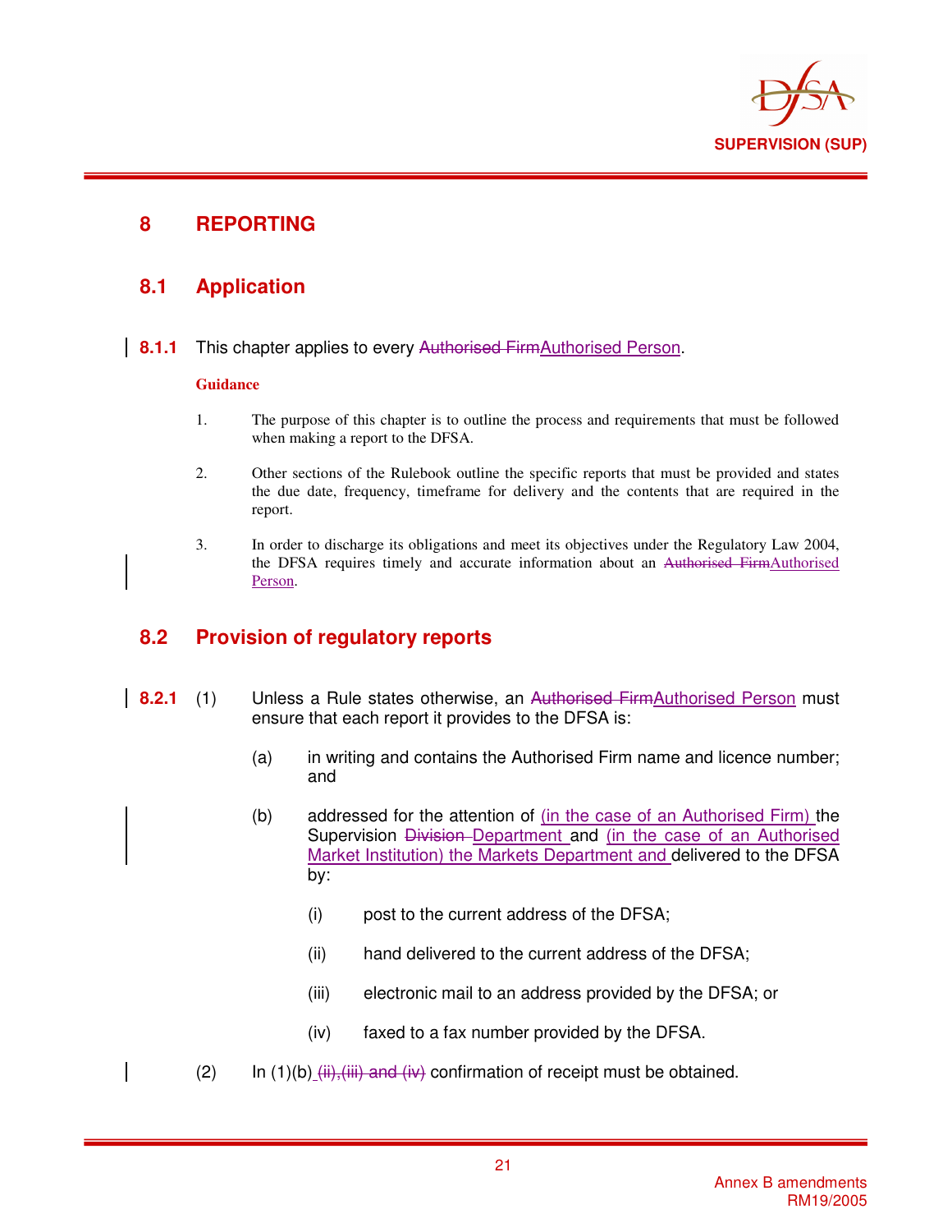# 8 REPORTING

## 8.1 Application

**8.1.1** This chapter applies to every ~~Authorised Firm~~Authorised Person.

**Guidance**

1. The purpose of this chapter is to outline the process and requirements that must be followed when making a report to the DFSA.

2. Other sections of the Rulebook outline the specific reports that must be provided and states the due date, frequency, timeframe for delivery and the contents that are required in the report.

3. In order to discharge its obligations and meet its objectives under the Regulatory Law 2004, the DFSA requires timely and accurate information about an ~~Authorised Firm~~Authorised Person.

## 8.2 Provision of regulatory reports

**8.2.1** (1) Unless a Rule states otherwise, an ~~Authorised Firm~~Authorised Person must ensure that each report it provides to the DFSA is:

(a) in writing and contains the Authorised Firm name and licence number; and

(b) addressed for the attention of (in the case of an Authorised Firm) the Supervision ~~Division~~ Department and (in the case of an Authorised Market Institution) the Markets Department and delivered to the DFSA by:

(i) post to the current address of the DFSA;

(ii) hand delivered to the current address of the DFSA;

(iii) electronic mail to an address provided by the DFSA; or

(iv) faxed to a fax number provided by the DFSA.

(2) In (1)(b) ~~(ii),(iii) and (iv)~~ confirmation of receipt must be obtained.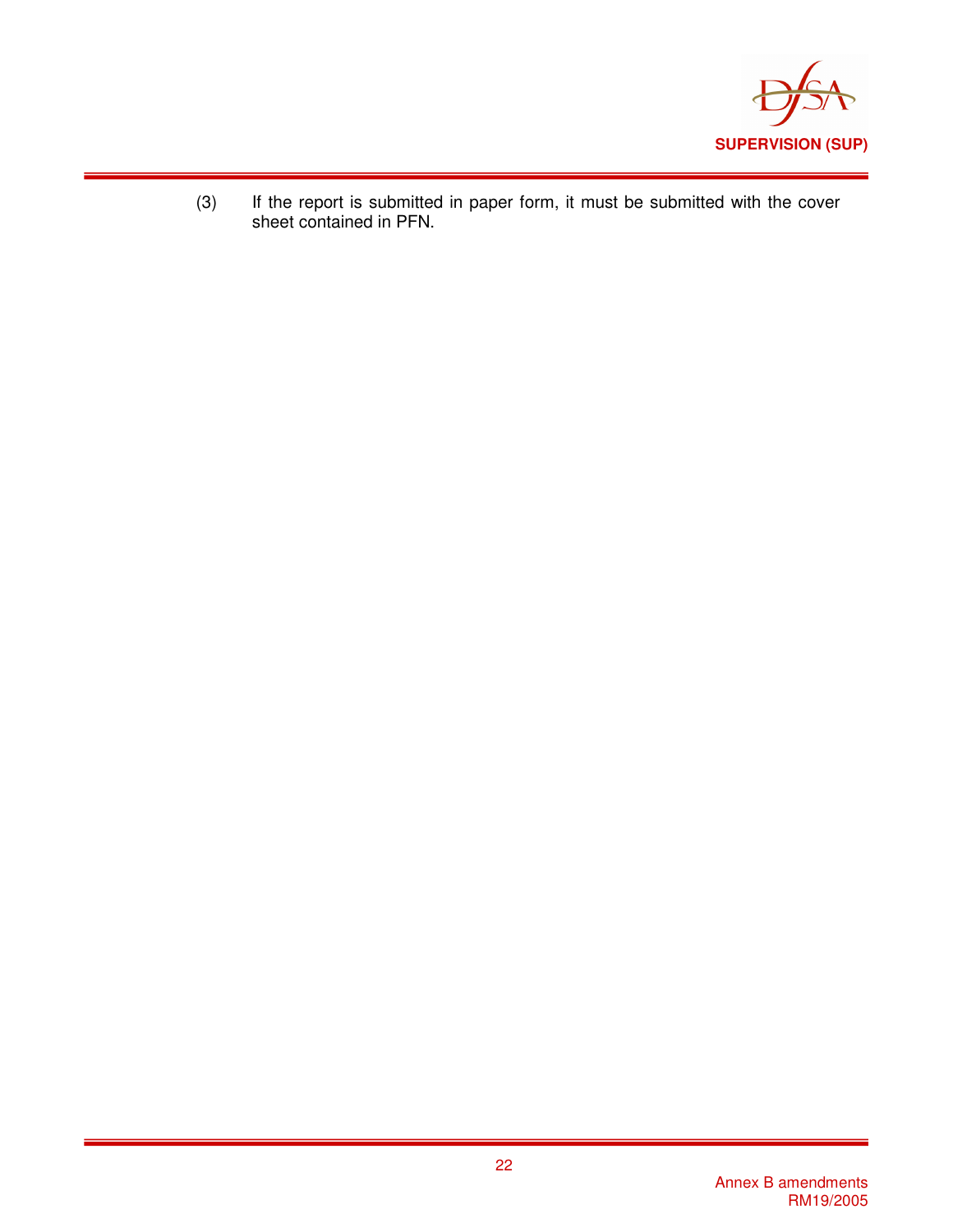(3) If the report is submitted in paper form, it must be submitted with the cover sheet contained in PFN.